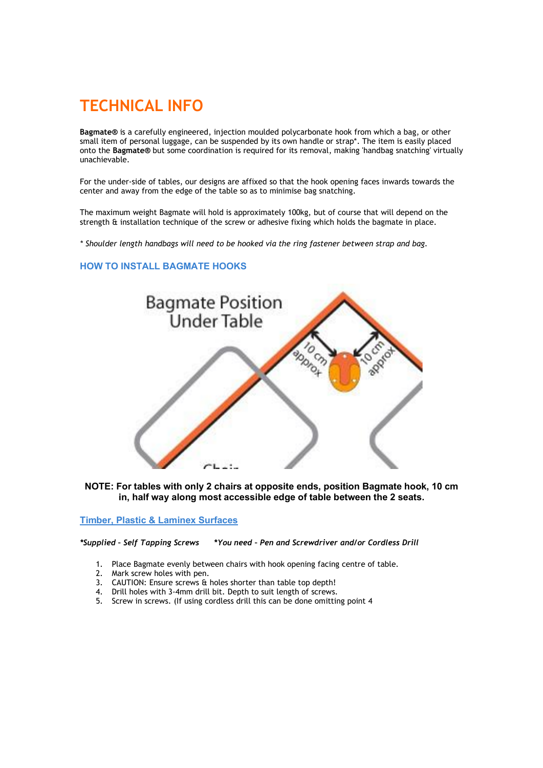# TECHNICAL INFO

**Bagmate®** is a carefully engineered, injection moulded polycarbonate hook from which a bag, or other small item of personal luggage, can be suspended by its own handle or strap*. The item is easily placed onto the **Bagmate®** but some coordination is required for its removal, making 'handbag snatching' virtually unachievable.

For the under-side of tables, our designs are affixed so that the hook opening faces inwards towards the center and away from the edge of the table so as to minimise bag snatching.

The maximum weight Bagmate will hold is approximately 100kg, but of course that will depend on the strength & installation technique of the screw or adhesive fixing which holds the bagmate in place.

*\* Shoulder length handbags will need to be hooked via the ring fastener between strap and bag.*

## HOW TO INSTALL BAGMATE HOOKS

Bagmate Position Under Table

10 cm approx

10 cm approx

Chair

**NOTE: For tables with only 2 chairs at opposite ends, position Bagmate hook, 10 cm in, half way along most accessible edge of table between the 2 seats.**

### Timber, Plastic & Laminex Surfaces

***Supplied – Self Tapping Screws*** ***\*You need – Pen and Screwdriver and/or Cordless Drill***

1. Place Bagmate evenly between chairs with hook opening facing centre of table.
2. Mark screw holes with pen.
3. CAUTION: Ensure screws & holes shorter than table top depth!
4. Drill holes with 3-4mm drill bit. Depth to suit length of screws.
5. Screw in screws. (If using cordless drill this can be done omitting point 4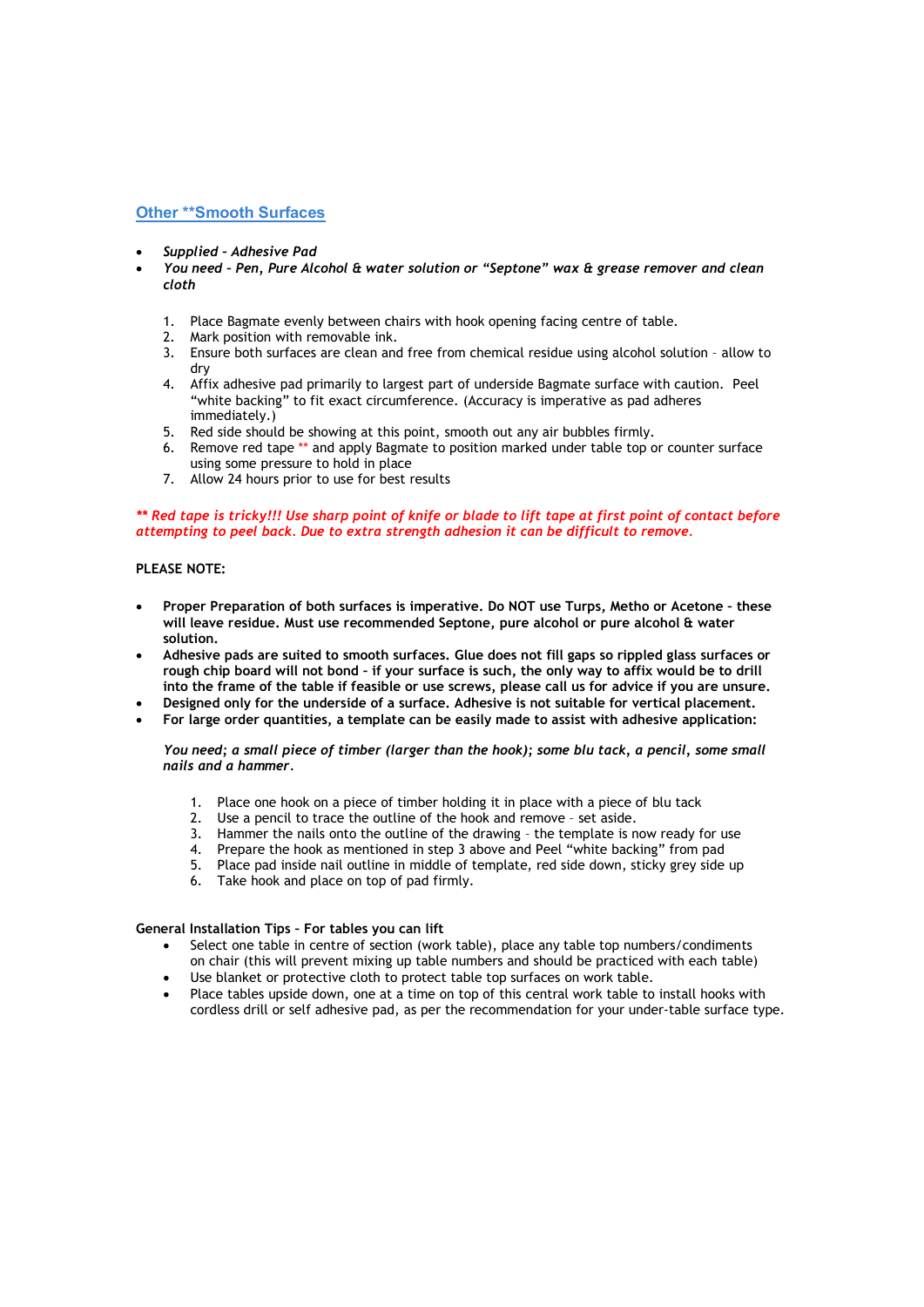## Other **Smooth Surfaces

- *Supplied – Adhesive Pad*
- *You need – Pen, Pure Alcohol & water solution or “Septone” wax & grease remover and clean cloth*

1. Place Bagmate evenly between chairs with hook opening facing centre of table.
2. Mark position with removable ink.
3. Ensure both surfaces are clean and free from chemical residue using alcohol solution – allow to dry
4. Affix adhesive pad primarily to largest part of underside Bagmate surface with caution. Peel “white backing” to fit exact circumference. (Accuracy is imperative as pad adheres immediately.)
5. Red side should be showing at this point, smooth out any air bubbles firmly.
6. Remove red tape ** and apply Bagmate to position marked under table top or counter surface using some pressure to hold in place
7. Allow 24 hours prior to use for best results

***\*\* Red tape is tricky!!! Use sharp point of knife or blade to lift tape at first point of contact before attempting to peel back. Due to extra strength adhesion it can be difficult to remove.***

**PLEASE NOTE:**

- **Proper Preparation of both surfaces is imperative. Do NOT use Turps, Metho or Acetone - these will leave residue. Must use recommended Septone, pure alcohol or pure alcohol & water solution.**
- **Adhesive pads are suited to smooth surfaces. Glue does not fill gaps so rippled glass surfaces or rough chip board will not bond - if your surface is such, the only way to affix would be to drill into the frame of the table if feasible or use screws, please call us for advice if you are unsure.**
- **Designed only for the underside of a surface. Adhesive is not suitable for vertical placement.**
- **For large order quantities, a template can be easily made to assist with adhesive application:**

  ***You need; a small piece of timber (larger than the hook); some blu tack, a pencil, some small nails and a hammer.***

  1. Place one hook on a piece of timber holding it in place with a piece of blu tack
  2. Use a pencil to trace the outline of the hook and remove – set aside.
  3. Hammer the nails onto the outline of the drawing – the template is now ready for use
  4. Prepare the hook as mentioned in step 3 above and Peel “white backing” from pad
  5. Place pad inside nail outline in middle of template, red side down, sticky grey side up
  6. Take hook and place on top of pad firmly.

**General Installation Tips – For tables you can lift**

- Select one table in centre of section (work table), place any table top numbers/condiments on chair (this will prevent mixing up table numbers and should be practiced with each table)
- Use blanket or protective cloth to protect table top surfaces on work table.
- Place tables upside down, one at a time on top of this central work table to install hooks with cordless drill or self adhesive pad, as per the recommendation for your under-table surface type.